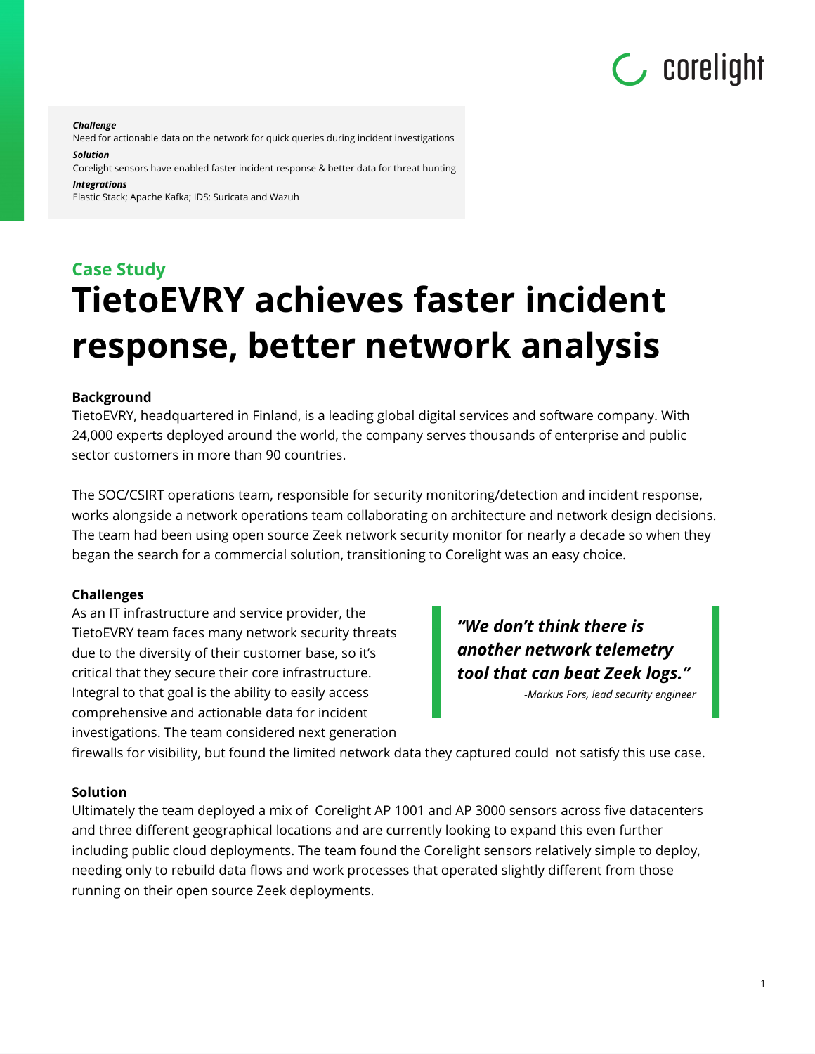**_Challenge_**
Need for actionable data on the network for quick queries during incident investigations

**_Solution_**
Corelight sensors have enabled faster incident response & better data for threat hunting

**_Integrations_**
Elastic Stack; Apache Kafka; IDS: Suricata and Wazuh

**Case Study**

# TietoEVRY achieves faster incident response, better network analysis

### Background

TietoEVRY, headquartered in Finland, is a leading global digital services and software company. With 24,000 experts deployed around the world, the company serves thousands of enterprise and public sector customers in more than 90 countries.

The SOC/CSIRT operations team, responsible for security monitoring/detection and incident response, works alongside a network operations team collaborating on architecture and network design decisions. The team had been using open source Zeek network security monitor for nearly a decade so when they began the search for a commercial solution, transitioning to Corelight was an easy choice.

### Challenges

As an IT infrastructure and service provider, the TietoEVRY team faces many network security threats due to the diversity of their customer base, so it's critical that they secure their core infrastructure. Integral to that goal is the ability to easily access comprehensive and actionable data for incident investigations. The team considered next generation firewalls for visibility, but found the limited network data they captured could not satisfy this use case.

> ***"We don't think there is another network telemetry tool that can beat Zeek logs."***
>
> *-Markus Fors, lead security engineer*

### Solution

Ultimately the team deployed a mix of Corelight AP 1001 and AP 3000 sensors across five datacenters and three different geographical locations and are currently looking to expand this even further including public cloud deployments. The team found the Corelight sensors relatively simple to deploy, needing only to rebuild data flows and work processes that operated slightly different from those running on their open source Zeek deployments.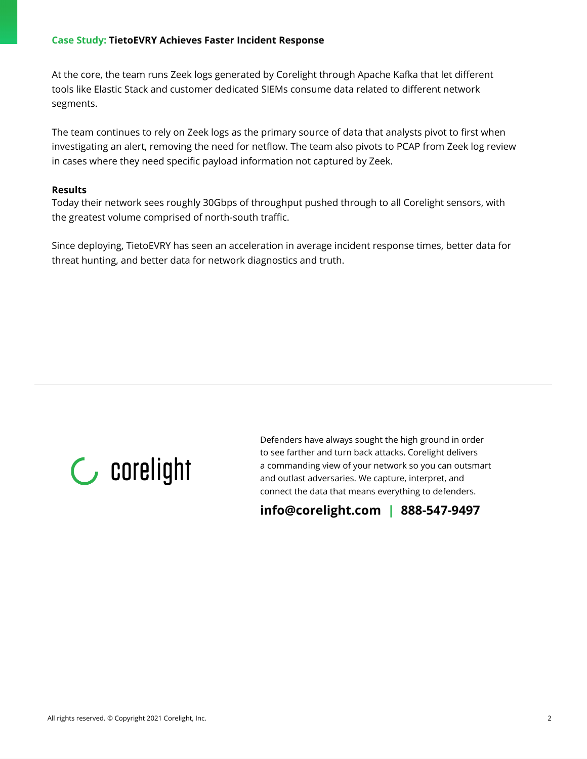At the core, the team runs Zeek logs generated by Corelight through Apache Kafka that let different tools like Elastic Stack and customer dedicated SIEMs consume data related to different network segments.

The team continues to rely on Zeek logs as the primary source of data that analysts pivot to first when investigating an alert, removing the need for netflow. The team also pivots to PCAP from Zeek log review in cases where they need specific payload information not captured by Zeek.

**Results**

Today their network sees roughly 30Gbps of throughput pushed through to all Corelight sensors, with the greatest volume comprised of north-south traffic.

Since deploying, TietoEVRY has seen an acceleration in average incident response times, better data for threat hunting, and better data for network diagnostics and truth.

corelight

Defenders have always sought the high ground in order to see farther and turn back attacks. Corelight delivers a commanding view of your network so you can outsmart and outlast adversaries. We capture, interpret, and connect the data that means everything to defenders.

**info@corelight.com | 888-547-9497**

All rights reserved. © Copyright 2021 Corelight, Inc.